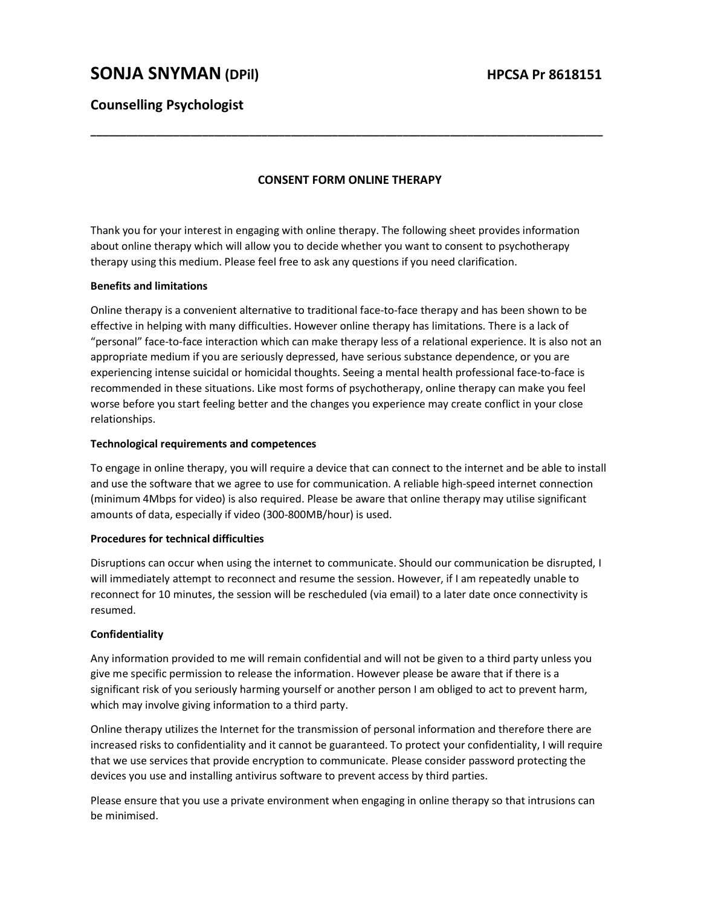# SONJA SNYMAN (DPil) HPCSA Pr 8618151

## Counselling Psychologist

---

### CONSENT FORM ONLINE THERAPY

Thank you for your interest in engaging with online therapy. The following sheet provides information about online therapy which will allow you to decide whether you want to consent to psychotherapy therapy using this medium. Please feel free to ask any questions if you need clarification.

**Benefits and limitations**

Online therapy is a convenient alternative to traditional face-to-face therapy and has been shown to be effective in helping with many difficulties. However online therapy has limitations. There is a lack of "personal" face-to-face interaction which can make therapy less of a relational experience. It is also not an appropriate medium if you are seriously depressed, have serious substance dependence, or you are experiencing intense suicidal or homicidal thoughts. Seeing a mental health professional face-to-face is recommended in these situations. Like most forms of psychotherapy, online therapy can make you feel worse before you start feeling better and the changes you experience may create conflict in your close relationships.

**Technological requirements and competences**

To engage in online therapy, you will require a device that can connect to the internet and be able to install and use the software that we agree to use for communication. A reliable high-speed internet connection (minimum 4Mbps for video) is also required. Please be aware that online therapy may utilise significant amounts of data, especially if video (300-800MB/hour) is used.

**Procedures for technical difficulties**

Disruptions can occur when using the internet to communicate. Should our communication be disrupted, I will immediately attempt to reconnect and resume the session. However, if I am repeatedly unable to reconnect for 10 minutes, the session will be rescheduled (via email) to a later date once connectivity is resumed.

**Confidentiality**

Any information provided to me will remain confidential and will not be given to a third party unless you give me specific permission to release the information. However please be aware that if there is a significant risk of you seriously harming yourself or another person I am obliged to act to prevent harm, which may involve giving information to a third party.

Online therapy utilizes the Internet for the transmission of personal information and therefore there are increased risks to confidentiality and it cannot be guaranteed. To protect your confidentiality, I will require that we use services that provide encryption to communicate. Please consider password protecting the devices you use and installing antivirus software to prevent access by third parties.

Please ensure that you use a private environment when engaging in online therapy so that intrusions can be minimised.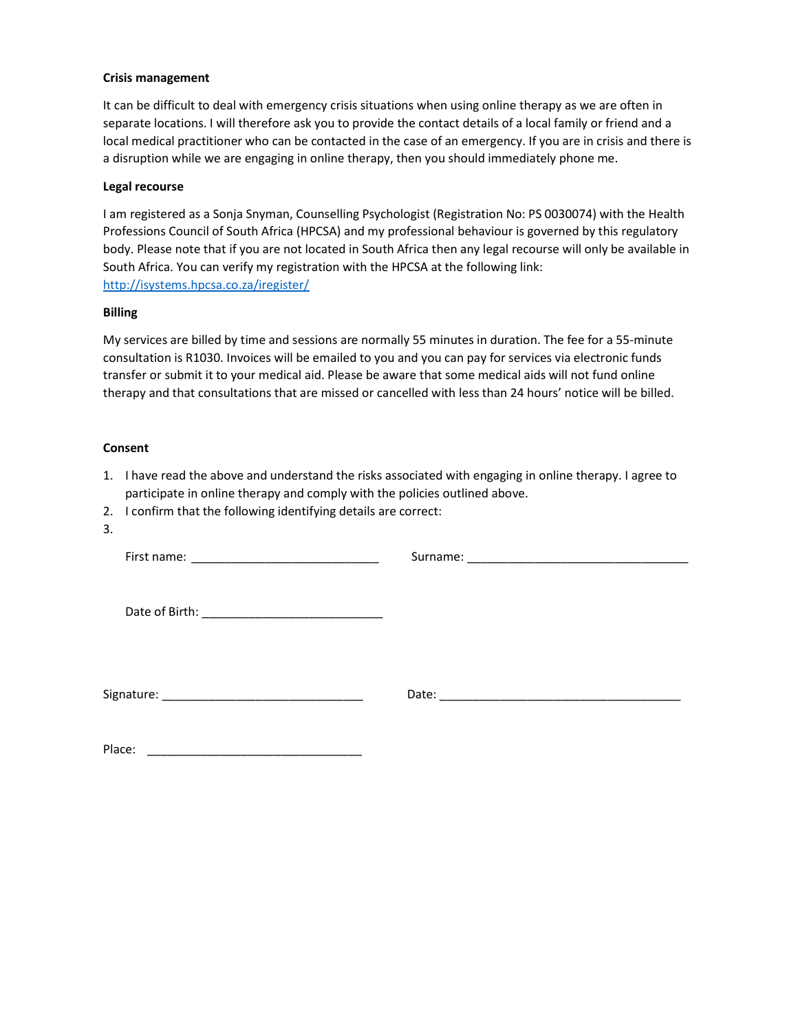**Crisis management**

It can be difficult to deal with emergency crisis situations when using online therapy as we are often in separate locations. I will therefore ask you to provide the contact details of a local family or friend and a local medical practitioner who can be contacted in the case of an emergency. If you are in crisis and there is a disruption while we are engaging in online therapy, then you should immediately phone me.

**Legal recourse**

I am registered as a Sonja Snyman, Counselling Psychologist (Registration No: PS 0030074) with the Health Professions Council of South Africa (HPCSA) and my professional behaviour is governed by this regulatory body. Please note that if you are not located in South Africa then any legal recourse will only be available in South Africa. You can verify my registration with the HPCSA at the following link: http://isystems.hpcsa.co.za/iregister/

**Billing**

My services are billed by time and sessions are normally 55 minutes in duration. The fee for a 55-minute consultation is R1030. Invoices will be emailed to you and you can pay for services via electronic funds transfer or submit it to your medical aid. Please be aware that some medical aids will not fund online therapy and that consultations that are missed or cancelled with less than 24 hours' notice will be billed.

**Consent**

1. I have read the above and understand the risks associated with engaging in online therapy. I agree to participate in online therapy and comply with the policies outlined above.
2. I confirm that the following identifying details are correct:
3. 

First name: ____________________________ Surname: _________________________________

Date of Birth: ___________________________

Signature: ______________________________ Date: ____________________________________

Place: ________________________________